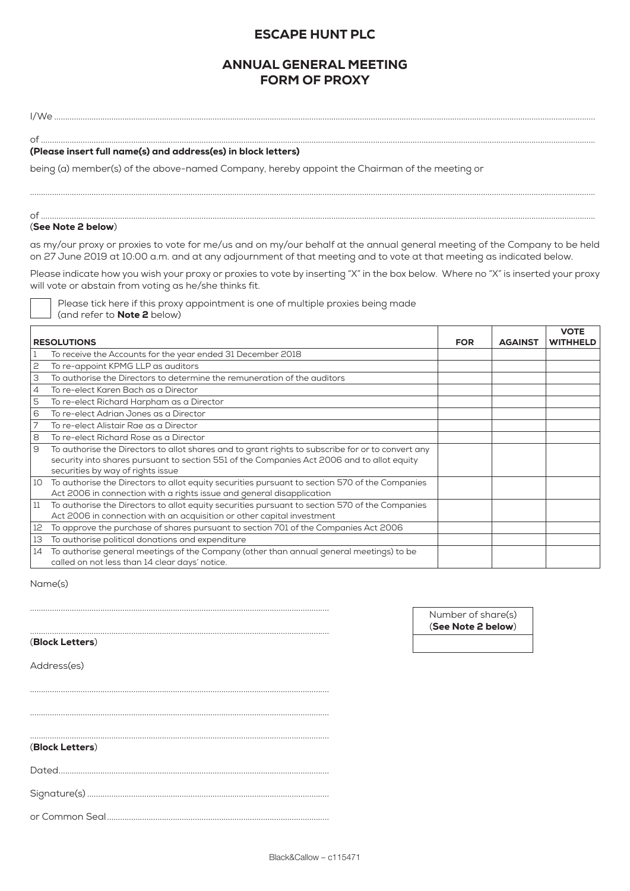# ESCAPE HUNT PLC

## ANNUAL GENERAL MEETING FORM OF PROXY

I/We ..........................................................................................................................................................................................................

of ..........................................................................................................................................................................................................

**(Please insert full name(s) and address(es) in block letters)**

being (a) member(s) of the above-named Company, hereby appoint the Chairman of the meeting or

..........................................................................................................................................................................................................

of ..........................................................................................................................................................................................................

(**See Note 2 below**)

as my/our proxy or proxies to vote for me/us and on my/our behalf at the annual general meeting of the Company to be held on 27 June 2019 at 10:00 a.m. and at any adjournment of that meeting and to vote at that meeting as indicated below.

Please indicate how you wish your proxy or proxies to vote by inserting "X" in the box below. Where no "X" is inserted your proxy will vote or abstain from voting as he/she thinks fit.

☐ Please tick here if this proxy appointment is one of multiple proxies being made (and refer to **Note 2** below)

| | RESOLUTIONS | FOR | AGAINST | VOTE WITHHELD |
|---|---|---|---|---|
| 1 | To receive the Accounts for the year ended 31 December 2018 | | | |
| 2 | To re-appoint KPMG LLP as auditors | | | |
| 3 | To authorise the Directors to determine the remuneration of the auditors | | | |
| 4 | To re-elect Karen Bach as a Director | | | |
| 5 | To re-elect Richard Harpham as a Director | | | |
| 6 | To re-elect Adrian Jones as a Director | | | |
| 7 | To re-elect Alistair Rae as a Director | | | |
| 8 | To re-elect Richard Rose as a Director | | | |
| 9 | To authorise the Directors to allot shares and to grant rights to subscribe for or to convert any security into shares pursuant to section 551 of the Companies Act 2006 and to allot equity securities by way of rights issue | | | |
| 10 | To authorise the Directors to allot equity securities pursuant to section 570 of the Companies Act 2006 in connection with a rights issue and general disapplication | | | |
| 11 | To authorise the Directors to allot equity securities pursuant to section 570 of the Companies Act 2006 in connection with an acquisition or other capital investment | | | |
| 12 | To approve the purchase of shares pursuant to section 701 of the Companies Act 2006 | | | |
| 13 | To authorise political donations and expenditure | | | |
| 14 | To authorise general meetings of the Company (other than annual general meetings) to be called on not less than 14 clear days' notice. | | | |

Name(s)

..........................................................................................................................

..........................................................................................................................

(**Block Letters**)

| Number of share(s) (**See Note 2 below**) |
|---|
| |

Address(es)

..........................................................................................................................

..........................................................................................................................

..........................................................................................................................

(**Block Letters**)

Dated..........................................................................................................................

Signature(s) ..........................................................................................................................

or Common Seal..........................................................................................................................

Black&Callow – c115471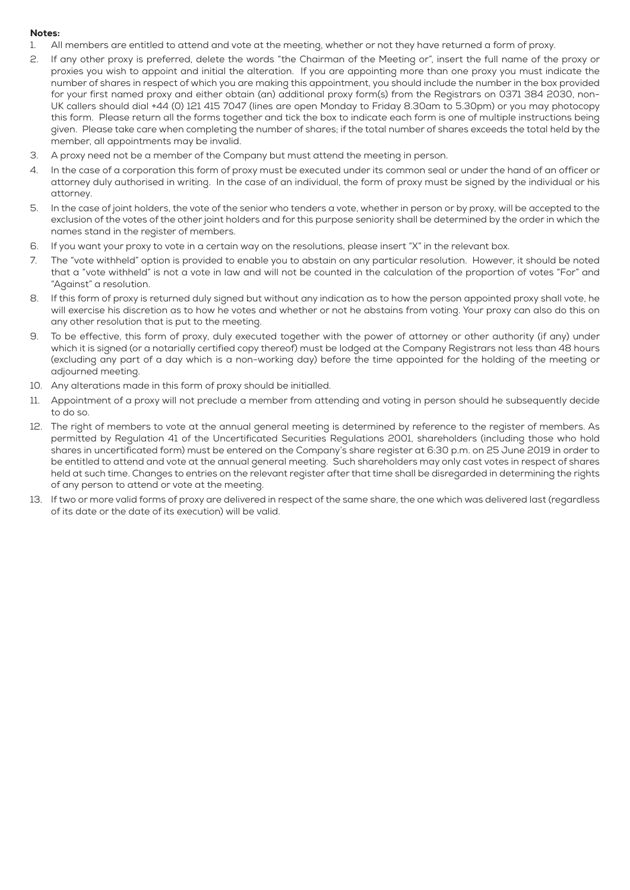**Notes:**

1. All members are entitled to attend and vote at the meeting, whether or not they have returned a form of proxy.
2. If any other proxy is preferred, delete the words "the Chairman of the Meeting or", insert the full name of the proxy or proxies you wish to appoint and initial the alteration. If you are appointing more than one proxy you must indicate the number of shares in respect of which you are making this appointment, you should include the number in the box provided for your first named proxy and either obtain (an) additional proxy form(s) from the Registrars on 0371 384 2030, non-UK callers should dial +44 (0) 121 415 7047 (lines are open Monday to Friday 8.30am to 5.30pm) or you may photocopy this form. Please return all the forms together and tick the box to indicate each form is one of multiple instructions being given. Please take care when completing the number of shares; if the total number of shares exceeds the total held by the member, all appointments may be invalid.
3. A proxy need not be a member of the Company but must attend the meeting in person.
4. In the case of a corporation this form of proxy must be executed under its common seal or under the hand of an officer or attorney duly authorised in writing. In the case of an individual, the form of proxy must be signed by the individual or his attorney.
5. In the case of joint holders, the vote of the senior who tenders a vote, whether in person or by proxy, will be accepted to the exclusion of the votes of the other joint holders and for this purpose seniority shall be determined by the order in which the names stand in the register of members.
6. If you want your proxy to vote in a certain way on the resolutions, please insert "X" in the relevant box.
7. The "vote withheld" option is provided to enable you to abstain on any particular resolution. However, it should be noted that a "vote withheld" is not a vote in law and will not be counted in the calculation of the proportion of votes "For" and "Against" a resolution.
8. If this form of proxy is returned duly signed but without any indication as to how the person appointed proxy shall vote, he will exercise his discretion as to how he votes and whether or not he abstains from voting. Your proxy can also do this on any other resolution that is put to the meeting.
9. To be effective, this form of proxy, duly executed together with the power of attorney or other authority (if any) under which it is signed (or a notarially certified copy thereof) must be lodged at the Company Registrars not less than 48 hours (excluding any part of a day which is a non-working day) before the time appointed for the holding of the meeting or adjourned meeting.
10. Any alterations made in this form of proxy should be initialled.
11. Appointment of a proxy will not preclude a member from attending and voting in person should he subsequently decide to do so.
12. The right of members to vote at the annual general meeting is determined by reference to the register of members. As permitted by Regulation 41 of the Uncertificated Securities Regulations 2001, shareholders (including those who hold shares in uncertificated form) must be entered on the Company's share register at 6:30 p.m. on 25 June 2019 in order to be entitled to attend and vote at the annual general meeting. Such shareholders may only cast votes in respect of shares held at such time. Changes to entries on the relevant register after that time shall be disregarded in determining the rights of any person to attend or vote at the meeting.
13. If two or more valid forms of proxy are delivered in respect of the same share, the one which was delivered last (regardless of its date or the date of its execution) will be valid.